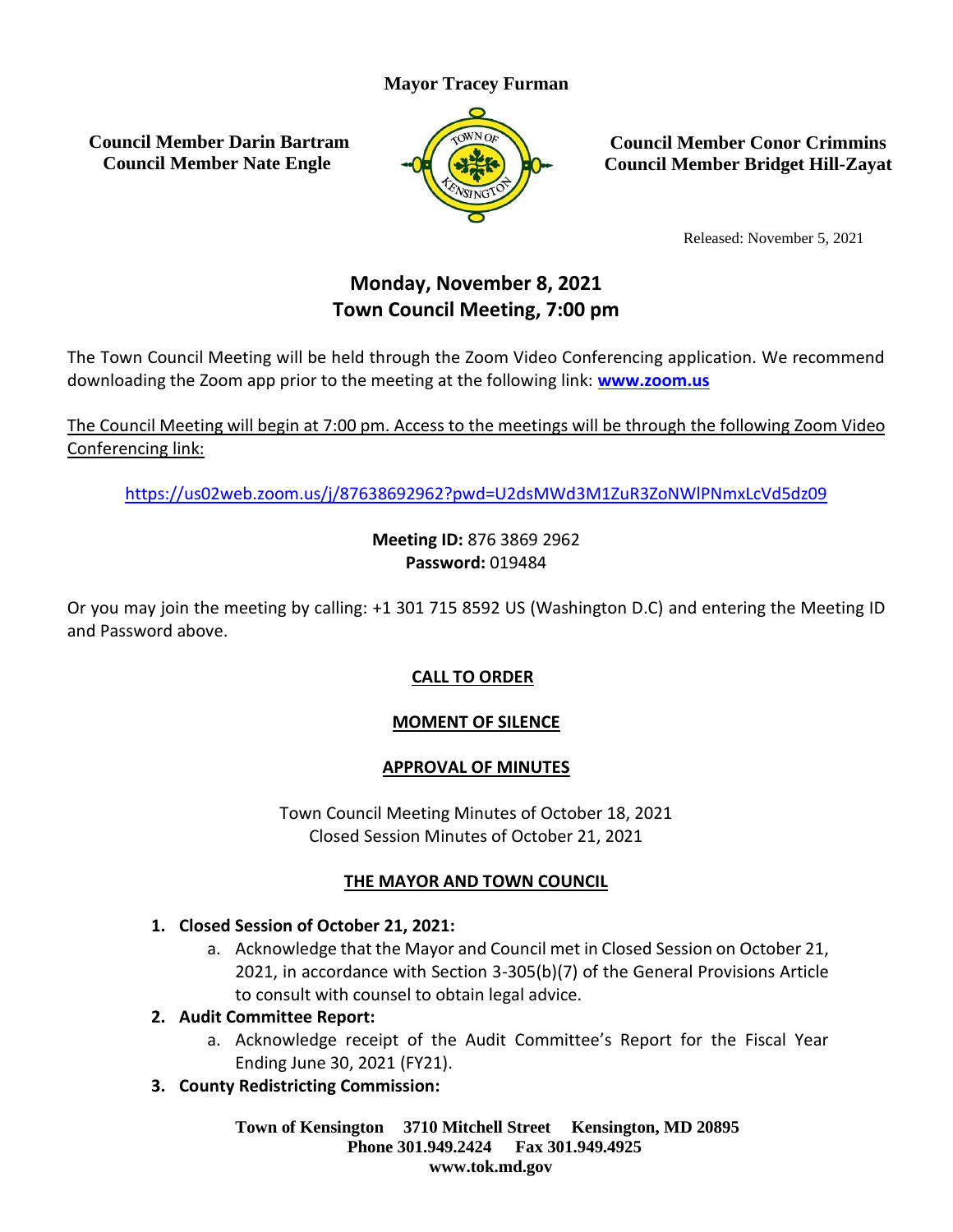**Mayor Tracey Furman**

**Council Member Darin Bartram**
**Council Member Nate Engle**

**Council Member Conor Crimmins**
**Council Member Bridget Hill-Zayat**

Released: November 5, 2021

## Monday, November 8, 2021
## Town Council Meeting, 7:00 pm

The Town Council Meeting will be held through the Zoom Video Conferencing application. We recommend downloading the Zoom app prior to the meeting at the following link: **www.zoom.us**

The Council Meeting will begin at 7:00 pm. Access to the meetings will be through the following Zoom Video Conferencing link:

https://us02web.zoom.us/j/87638692962?pwd=U2dsMWd3M1ZuR3ZoNWlPNmxLcVd5dz09

**Meeting ID:** 876 3869 2962
**Password:** 019484

Or you may join the meeting by calling: +1 301 715 8592 US (Washington D.C) and entering the Meeting ID and Password above.

### CALL TO ORDER

### MOMENT OF SILENCE

### APPROVAL OF MINUTES

Town Council Meeting Minutes of October 18, 2021
Closed Session Minutes of October 21, 2021

### THE MAYOR AND TOWN COUNCIL

1. **Closed Session of October 21, 2021:**
   a. Acknowledge that the Mayor and Council met in Closed Session on October 21, 2021, in accordance with Section 3-305(b)(7) of the General Provisions Article to consult with counsel to obtain legal advice.
2. **Audit Committee Report:**
   a. Acknowledge receipt of the Audit Committee's Report for the Fiscal Year Ending June 30, 2021 (FY21).
3. **County Redistricting Commission:**

**Town of Kensington 3710 Mitchell Street Kensington, MD 20895**
**Phone 301.949.2424 Fax 301.949.4925**
**www.tok.md.gov**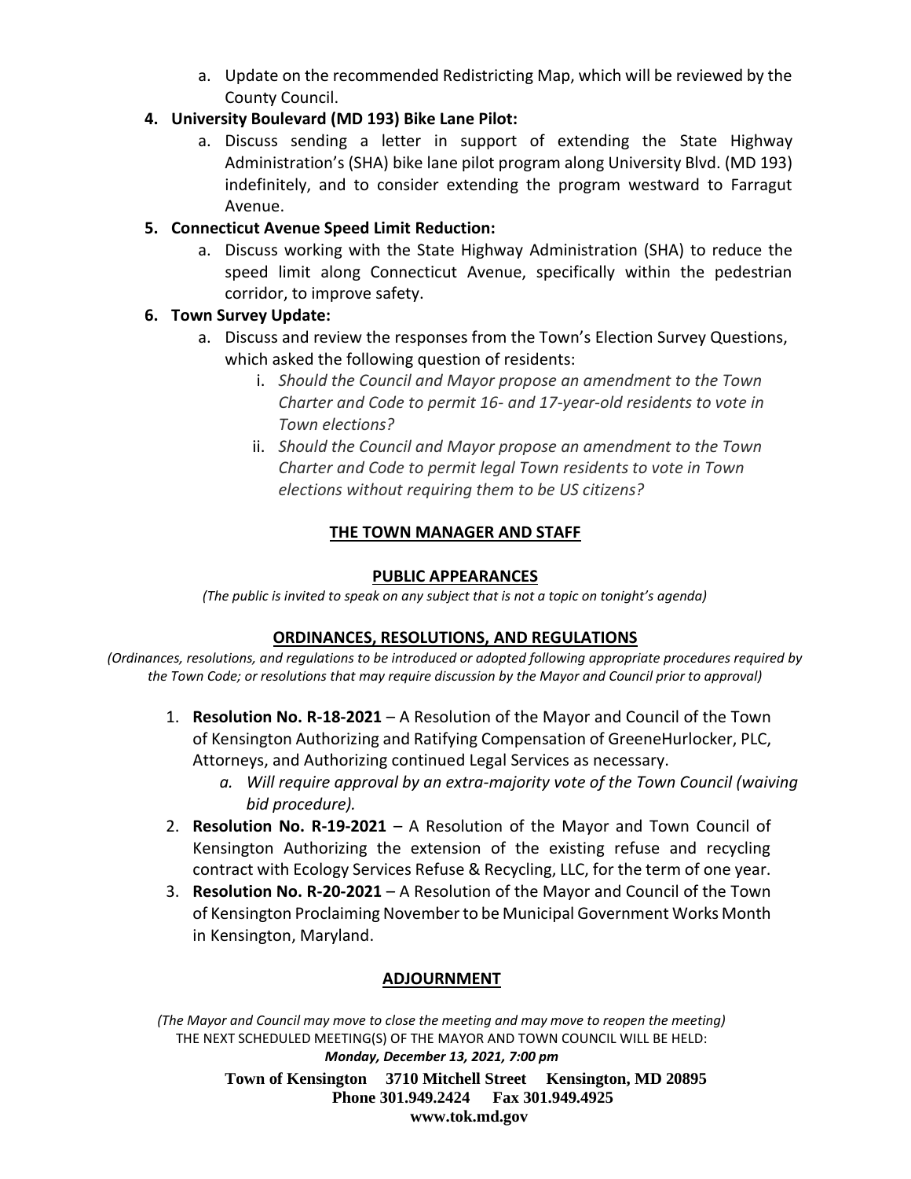a. Update on the recommended Redistricting Map, which will be reviewed by the County Council.

4. **University Boulevard (MD 193) Bike Lane Pilot:**
   a. Discuss sending a letter in support of extending the State Highway Administration's (SHA) bike lane pilot program along University Blvd. (MD 193) indefinitely, and to consider extending the program westward to Farragut Avenue.

5. **Connecticut Avenue Speed Limit Reduction:**
   a. Discuss working with the State Highway Administration (SHA) to reduce the speed limit along Connecticut Avenue, specifically within the pedestrian corridor, to improve safety.

6. **Town Survey Update:**
   a. Discuss and review the responses from the Town's Election Survey Questions, which asked the following question of residents:
      i. *Should the Council and Mayor propose an amendment to the Town Charter and Code to permit 16- and 17-year-old residents to vote in Town elections?*
      ii. *Should the Council and Mayor propose an amendment to the Town Charter and Code to permit legal Town residents to vote in Town elections without requiring them to be US citizens?*

## THE TOWN MANAGER AND STAFF

## PUBLIC APPEARANCES

*(The public is invited to speak on any subject that is not a topic on tonight's agenda)*

## ORDINANCES, RESOLUTIONS, AND REGULATIONS

*(Ordinances, resolutions, and regulations to be introduced or adopted following appropriate procedures required by the Town Code; or resolutions that may require discussion by the Mayor and Council prior to approval)*

1. **Resolution No. R-18-2021** – A Resolution of the Mayor and Council of the Town of Kensington Authorizing and Ratifying Compensation of GreeneHurlocker, PLC, Attorneys, and Authorizing continued Legal Services as necessary.
   a. *Will require approval by an extra-majority vote of the Town Council (waiving bid procedure).*
2. **Resolution No. R-19-2021** – A Resolution of the Mayor and Town Council of Kensington Authorizing the extension of the existing refuse and recycling contract with Ecology Services Refuse & Recycling, LLC, for the term of one year.
3. **Resolution No. R-20-2021** – A Resolution of the Mayor and Council of the Town of Kensington Proclaiming November to be Municipal Government Works Month in Kensington, Maryland.

## ADJOURNMENT

*(The Mayor and Council may move to close the meeting and may move to reopen the meeting)*

THE NEXT SCHEDULED MEETING(S) OF THE MAYOR AND TOWN COUNCIL WILL BE HELD:

***Monday, December 13, 2021, 7:00 pm***

**Town of Kensington 3710 Mitchell Street Kensington, MD 20895**
**Phone 301.949.2424 Fax 301.949.4925**
**www.tok.md.gov**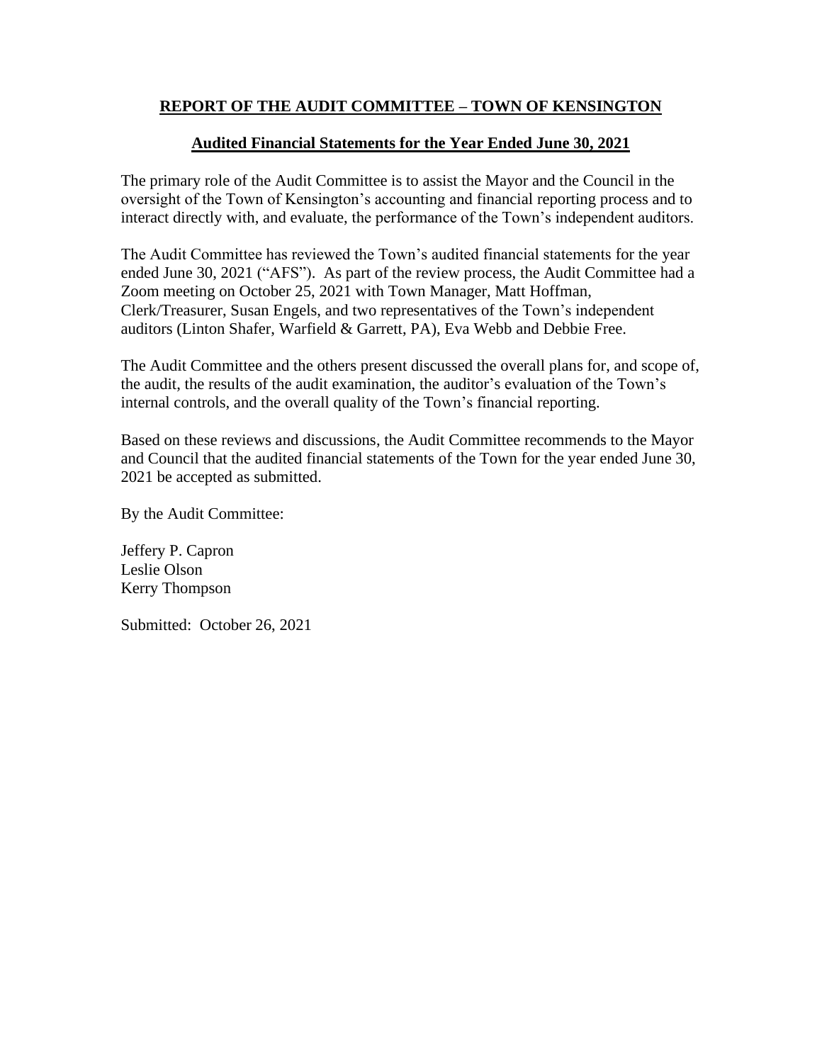## **REPORT OF THE AUDIT COMMITTEE – TOWN OF KENSINGTON**

### **Audited Financial Statements for the Year Ended June 30, 2021**

The primary role of the Audit Committee is to assist the Mayor and the Council in the oversight of the Town of Kensington's accounting and financial reporting process and to interact directly with, and evaluate, the performance of the Town's independent auditors.

The Audit Committee has reviewed the Town's audited financial statements for the year ended June 30, 2021 ("AFS"). As part of the review process, the Audit Committee had a Zoom meeting on October 25, 2021 with Town Manager, Matt Hoffman, Clerk/Treasurer, Susan Engels, and two representatives of the Town's independent auditors (Linton Shafer, Warfield & Garrett, PA), Eva Webb and Debbie Free.

The Audit Committee and the others present discussed the overall plans for, and scope of, the audit, the results of the audit examination, the auditor's evaluation of the Town's internal controls, and the overall quality of the Town's financial reporting.

Based on these reviews and discussions, the Audit Committee recommends to the Mayor and Council that the audited financial statements of the Town for the year ended June 30, 2021 be accepted as submitted.

By the Audit Committee:

Jeffery P. Capron
Leslie Olson
Kerry Thompson

Submitted: October 26, 2021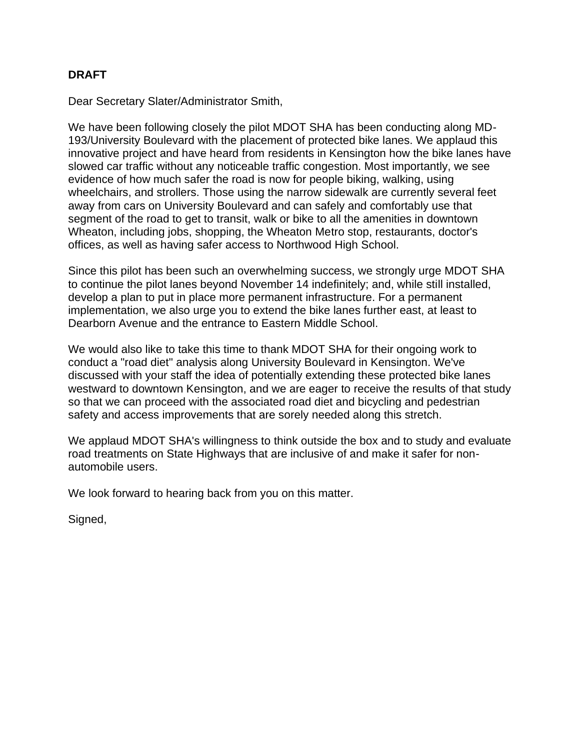**DRAFT**

Dear Secretary Slater/Administrator Smith,

We have been following closely the pilot MDOT SHA has been conducting along MD-193/University Boulevard with the placement of protected bike lanes. We applaud this innovative project and have heard from residents in Kensington how the bike lanes have slowed car traffic without any noticeable traffic congestion. Most importantly, we see evidence of how much safer the road is now for people biking, walking, using wheelchairs, and strollers. Those using the narrow sidewalk are currently several feet away from cars on University Boulevard and can safely and comfortably use that segment of the road to get to transit, walk or bike to all the amenities in downtown Wheaton, including jobs, shopping, the Wheaton Metro stop, restaurants, doctor's offices, as well as having safer access to Northwood High School.

Since this pilot has been such an overwhelming success, we strongly urge MDOT SHA to continue the pilot lanes beyond November 14 indefinitely; and, while still installed, develop a plan to put in place more permanent infrastructure. For a permanent implementation, we also urge you to extend the bike lanes further east, at least to Dearborn Avenue and the entrance to Eastern Middle School.

We would also like to take this time to thank MDOT SHA for their ongoing work to conduct a "road diet" analysis along University Boulevard in Kensington. We've discussed with your staff the idea of potentially extending these protected bike lanes westward to downtown Kensington, and we are eager to receive the results of that study so that we can proceed with the associated road diet and bicycling and pedestrian safety and access improvements that are sorely needed along this stretch.

We applaud MDOT SHA's willingness to think outside the box and to study and evaluate road treatments on State Highways that are inclusive of and make it safer for non-automobile users.

We look forward to hearing back from you on this matter.

Signed,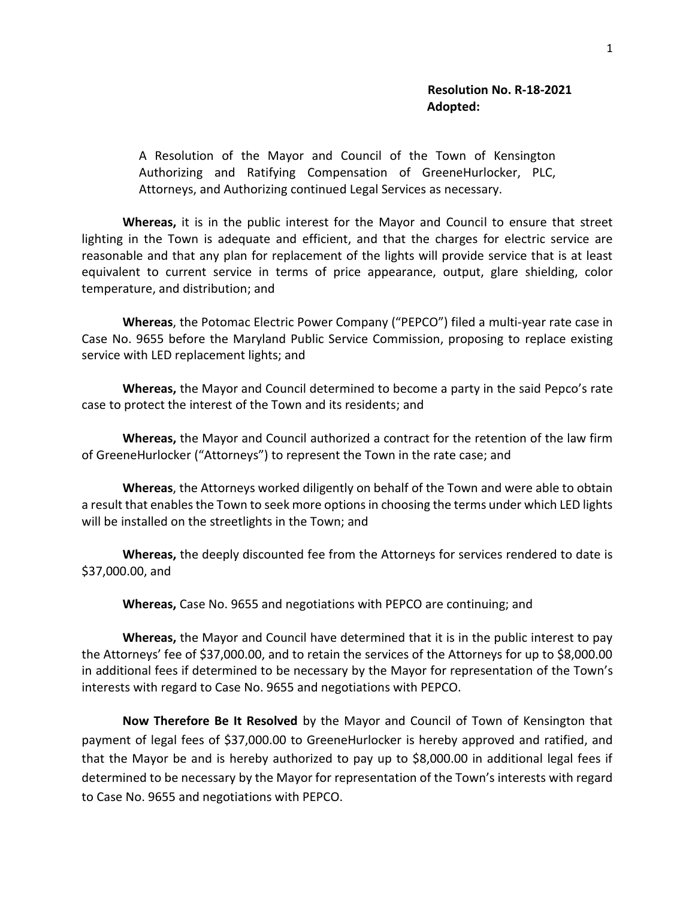**Resolution No. R-18-2021**
**Adopted:**

A Resolution of the Mayor and Council of the Town of Kensington Authorizing and Ratifying Compensation of GreeneHurlocker, PLC, Attorneys, and Authorizing continued Legal Services as necessary.

**Whereas,** it is in the public interest for the Mayor and Council to ensure that street lighting in the Town is adequate and efficient, and that the charges for electric service are reasonable and that any plan for replacement of the lights will provide service that is at least equivalent to current service in terms of price appearance, output, glare shielding, color temperature, and distribution; and

**Whereas**, the Potomac Electric Power Company ("PEPCO") filed a multi-year rate case in Case No. 9655 before the Maryland Public Service Commission, proposing to replace existing service with LED replacement lights; and

**Whereas,** the Mayor and Council determined to become a party in the said Pepco's rate case to protect the interest of the Town and its residents; and

**Whereas,** the Mayor and Council authorized a contract for the retention of the law firm of GreeneHurlocker ("Attorneys") to represent the Town in the rate case; and

**Whereas**, the Attorneys worked diligently on behalf of the Town and were able to obtain a result that enables the Town to seek more options in choosing the terms under which LED lights will be installed on the streetlights in the Town; and

**Whereas,** the deeply discounted fee from the Attorneys for services rendered to date is $37,000.00, and

**Whereas,** Case No. 9655 and negotiations with PEPCO are continuing; and

**Whereas,** the Mayor and Council have determined that it is in the public interest to pay the Attorneys' fee of $37,000.00, and to retain the services of the Attorneys for up to $8,000.00 in additional fees if determined to be necessary by the Mayor for representation of the Town's interests with regard to Case No. 9655 and negotiations with PEPCO.

**Now Therefore Be It Resolved** by the Mayor and Council of Town of Kensington that payment of legal fees of $37,000.00 to GreeneHurlocker is hereby approved and ratified, and that the Mayor be and is hereby authorized to pay up to $8,000.00 in additional legal fees if determined to be necessary by the Mayor for representation of the Town's interests with regard to Case No. 9655 and negotiations with PEPCO.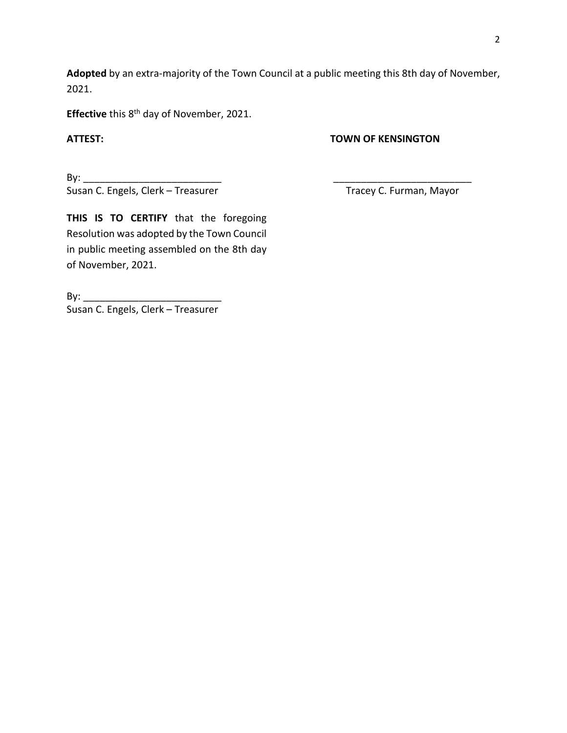**Adopted** by an extra-majority of the Town Council at a public meeting this 8th day of November, 2021.

**Effective** this 8th day of November, 2021.

**ATTEST:** **TOWN OF KENSINGTON**

By: \_\_\_\_\_\_\_\_\_\_\_\_\_\_\_\_\_\_\_\_\_\_\_\_\_
Susan C. Engels, Clerk – Treasurer

\_\_\_\_\_\_\_\_\_\_\_\_\_\_\_\_\_\_\_\_\_\_\_\_\_
Tracey C. Furman, Mayor

**THIS IS TO CERTIFY** that the foregoing Resolution was adopted by the Town Council in public meeting assembled on the 8th day of November, 2021.

By: \_\_\_\_\_\_\_\_\_\_\_\_\_\_\_\_\_\_\_\_\_\_\_\_\_
Susan C. Engels, Clerk – Treasurer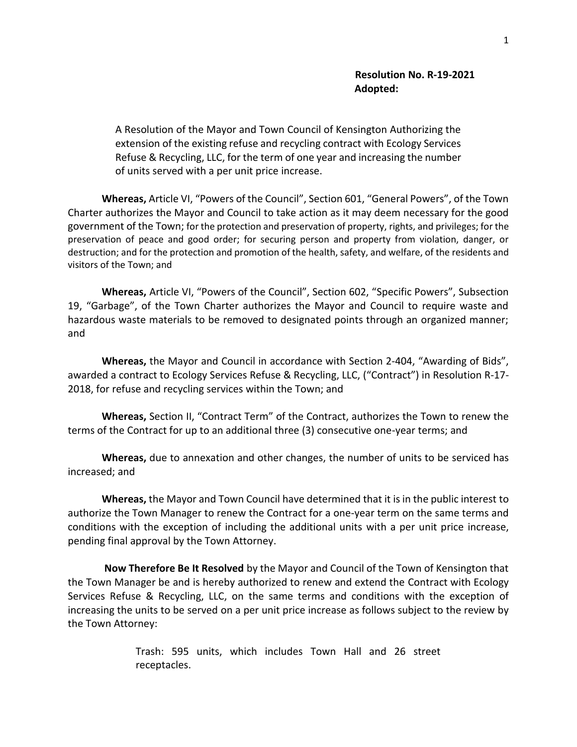**Resolution No. R-19-2021**
**Adopted:**

A Resolution of the Mayor and Town Council of Kensington Authorizing the extension of the existing refuse and recycling contract with Ecology Services Refuse & Recycling, LLC, for the term of one year and increasing the number of units served with a per unit price increase.

**Whereas,** Article VI, "Powers of the Council", Section 601, "General Powers", of the Town Charter authorizes the Mayor and Council to take action as it may deem necessary for the good government of the Town; for the protection and preservation of property, rights, and privileges; for the preservation of peace and good order; for securing person and property from violation, danger, or destruction; and for the protection and promotion of the health, safety, and welfare, of the residents and visitors of the Town; and

**Whereas,** Article VI, "Powers of the Council", Section 602, "Specific Powers", Subsection 19, "Garbage", of the Town Charter authorizes the Mayor and Council to require waste and hazardous waste materials to be removed to designated points through an organized manner; and

**Whereas,** the Mayor and Council in accordance with Section 2-404, "Awarding of Bids", awarded a contract to Ecology Services Refuse & Recycling, LLC, ("Contract") in Resolution R-17-2018, for refuse and recycling services within the Town; and

**Whereas,** Section II, "Contract Term" of the Contract, authorizes the Town to renew the terms of the Contract for up to an additional three (3) consecutive one-year terms; and

**Whereas,** due to annexation and other changes, the number of units to be serviced has increased; and

**Whereas,** the Mayor and Town Council have determined that it is in the public interest to authorize the Town Manager to renew the Contract for a one-year term on the same terms and conditions with the exception of including the additional units with a per unit price increase, pending final approval by the Town Attorney.

**Now Therefore Be It Resolved** by the Mayor and Council of the Town of Kensington that the Town Manager be and is hereby authorized to renew and extend the Contract with Ecology Services Refuse & Recycling, LLC, on the same terms and conditions with the exception of increasing the units to be served on a per unit price increase as follows subject to the review by the Town Attorney:

Trash: 595 units, which includes Town Hall and 26 street receptacles.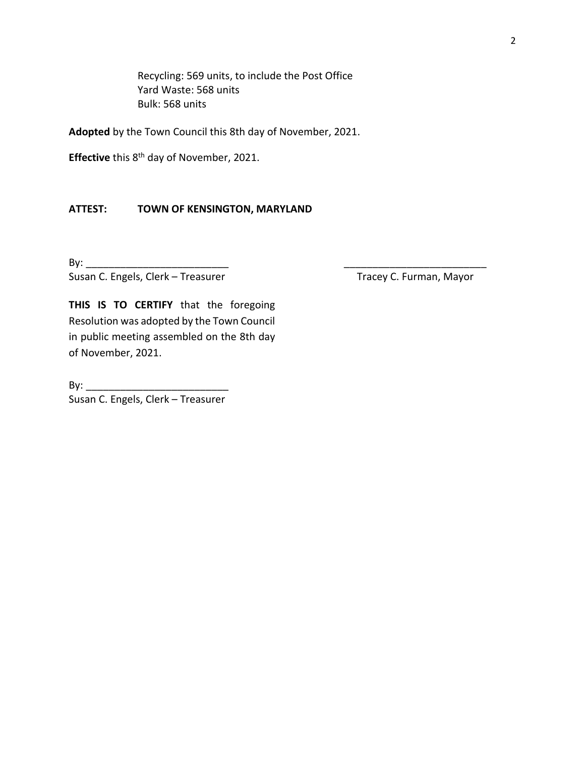Recycling: 569 units, to include the Post Office
Yard Waste: 568 units
Bulk: 568 units

**Adopted** by the Town Council this 8th day of November, 2021.

**Effective** this 8th day of November, 2021.

**ATTEST: TOWN OF KENSINGTON, MARYLAND**

By: \_\_\_\_\_\_\_\_\_\_\_\_\_\_\_\_\_\_\_\_\_\_\_\_\_
Susan C. Engels, Clerk – Treasurer

\_\_\_\_\_\_\_\_\_\_\_\_\_\_\_\_\_\_\_\_\_\_\_\_\_
Tracey C. Furman, Mayor

**THIS IS TO CERTIFY** that the foregoing Resolution was adopted by the Town Council in public meeting assembled on the 8th day of November, 2021.

By: \_\_\_\_\_\_\_\_\_\_\_\_\_\_\_\_\_\_\_\_\_\_\_\_\_
Susan C. Engels, Clerk – Treasurer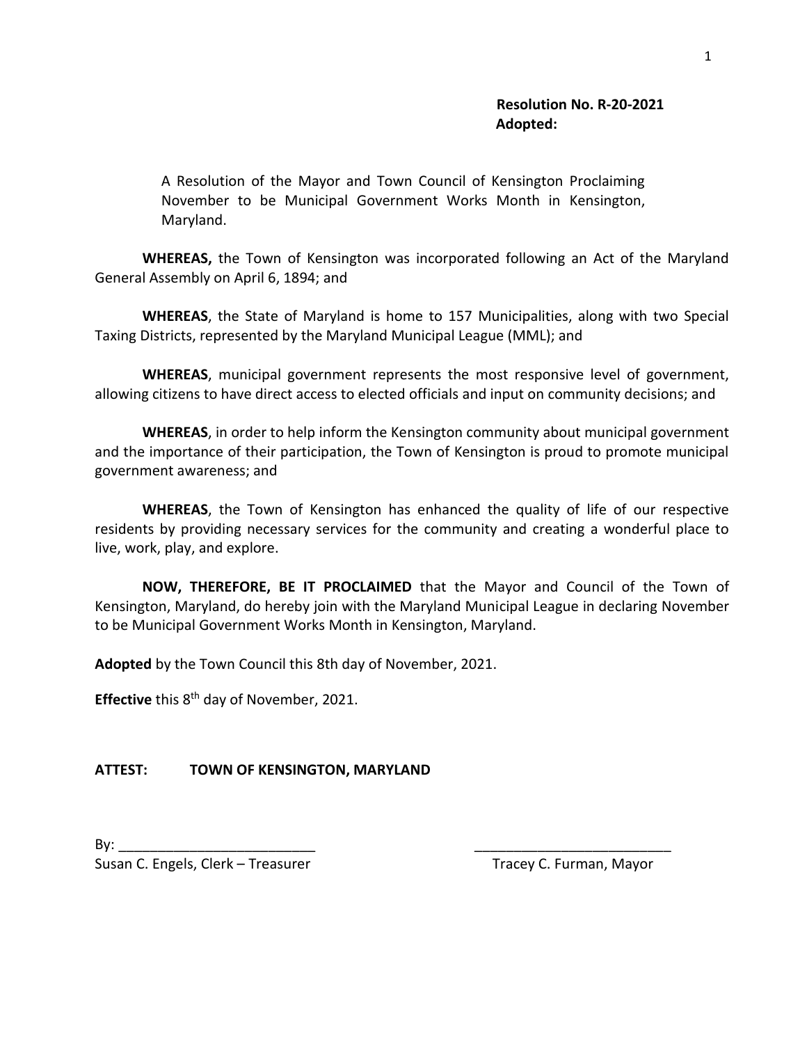**Resolution No. R-20-2021**
**Adopted:**

A Resolution of the Mayor and Town Council of Kensington Proclaiming November to be Municipal Government Works Month in Kensington, Maryland.

**WHEREAS,** the Town of Kensington was incorporated following an Act of the Maryland General Assembly on April 6, 1894; and

**WHEREAS**, the State of Maryland is home to 157 Municipalities, along with two Special Taxing Districts, represented by the Maryland Municipal League (MML); and

**WHEREAS**, municipal government represents the most responsive level of government, allowing citizens to have direct access to elected officials and input on community decisions; and

**WHEREAS**, in order to help inform the Kensington community about municipal government and the importance of their participation, the Town of Kensington is proud to promote municipal government awareness; and

**WHEREAS**, the Town of Kensington has enhanced the quality of life of our respective residents by providing necessary services for the community and creating a wonderful place to live, work, play, and explore.

**NOW, THEREFORE, BE IT PROCLAIMED** that the Mayor and Council of the Town of Kensington, Maryland, do hereby join with the Maryland Municipal League in declaring November to be Municipal Government Works Month in Kensington, Maryland.

**Adopted** by the Town Council this 8th day of November, 2021.

**Effective** this 8th day of November, 2021.

**ATTEST: TOWN OF KENSINGTON, MARYLAND**

By: ___________________________ ___________________________

Susan C. Engels, Clerk – Treasurer Tracey C. Furman, Mayor